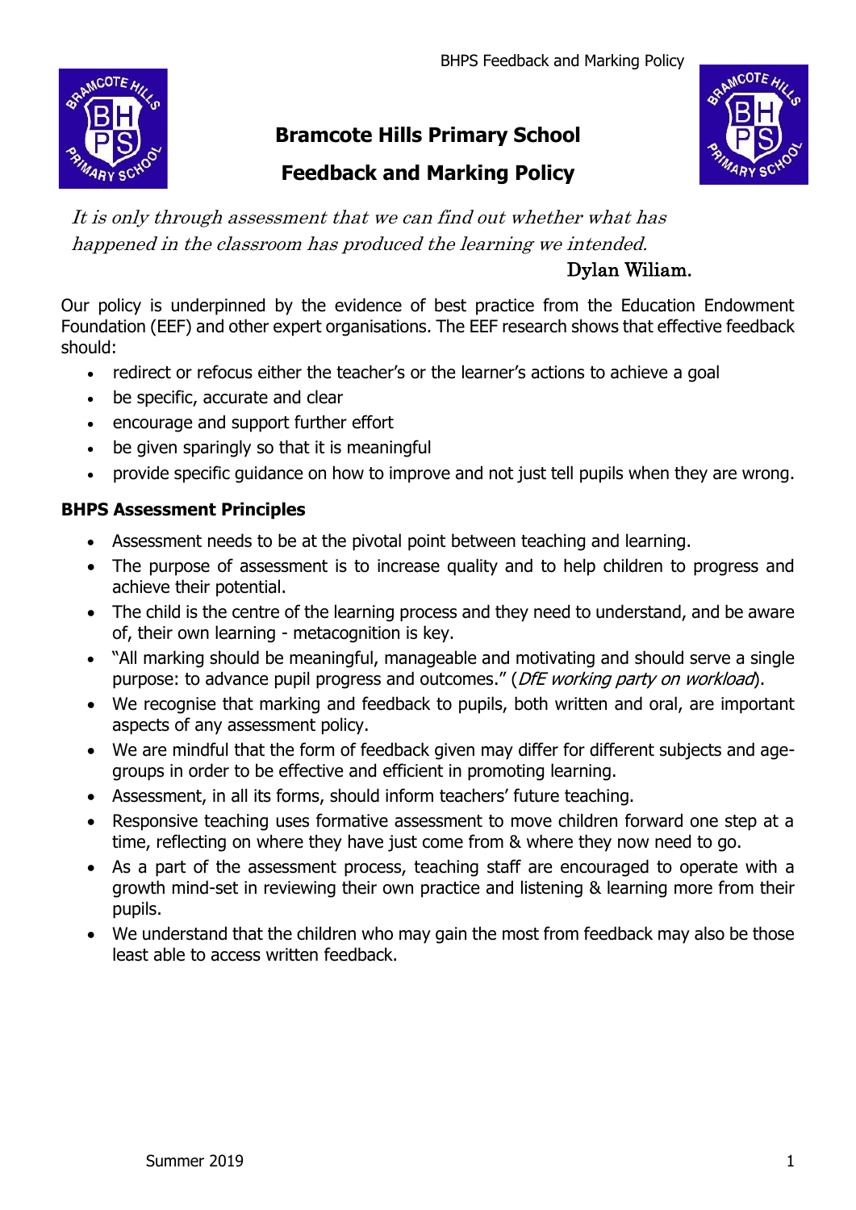# Bramcote Hills Primary School

## Feedback and Marking Policy

*It is only through assessment that we can find out whether what has happened in the classroom has produced the learning we intended.*

Dylan Wiliam.

Our policy is underpinned by the evidence of best practice from the Education Endowment Foundation (EEF) and other expert organisations. The EEF research shows that effective feedback should:

- redirect or refocus either the teacher's or the learner's actions to achieve a goal
- be specific, accurate and clear
- encourage and support further effort
- be given sparingly so that it is meaningful
- provide specific guidance on how to improve and not just tell pupils when they are wrong.

### BHPS Assessment Principles

- Assessment needs to be at the pivotal point between teaching and learning.
- The purpose of assessment is to increase quality and to help children to progress and achieve their potential.
- The child is the centre of the learning process and they need to understand, and be aware of, their own learning - metacognition is key.
- "All marking should be meaningful, manageable and motivating and should serve a single purpose: to advance pupil progress and outcomes." (*DfE working party on workload*).
- We recognise that marking and feedback to pupils, both written and oral, are important aspects of any assessment policy.
- We are mindful that the form of feedback given may differ for different subjects and age-groups in order to be effective and efficient in promoting learning.
- Assessment, in all its forms, should inform teachers' future teaching.
- Responsive teaching uses formative assessment to move children forward one step at a time, reflecting on where they have just come from & where they now need to go.
- As a part of the assessment process, teaching staff are encouraged to operate with a growth mind-set in reviewing their own practice and listening & learning more from their pupils.
- We understand that the children who may gain the most from feedback may also be those least able to access written feedback.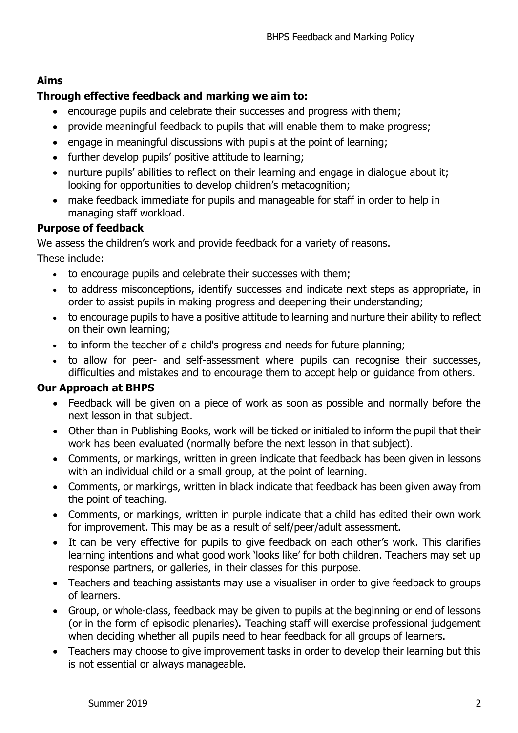**Aims**

**Through effective feedback and marking we aim to:**

- encourage pupils and celebrate their successes and progress with them;
- provide meaningful feedback to pupils that will enable them to make progress;
- engage in meaningful discussions with pupils at the point of learning;
- further develop pupils' positive attitude to learning;
- nurture pupils' abilities to reflect on their learning and engage in dialogue about it; looking for opportunities to develop children's metacognition;
- make feedback immediate for pupils and manageable for staff in order to help in managing staff workload.

**Purpose of feedback**

We assess the children's work and provide feedback for a variety of reasons.

These include:

- to encourage pupils and celebrate their successes with them;
- to address misconceptions, identify successes and indicate next steps as appropriate, in order to assist pupils in making progress and deepening their understanding;
- to encourage pupils to have a positive attitude to learning and nurture their ability to reflect on their own learning;
- to inform the teacher of a child's progress and needs for future planning;
- to allow for peer- and self-assessment where pupils can recognise their successes, difficulties and mistakes and to encourage them to accept help or guidance from others.

**Our Approach at BHPS**

- Feedback will be given on a piece of work as soon as possible and normally before the next lesson in that subject.
- Other than in Publishing Books, work will be ticked or initialed to inform the pupil that their work has been evaluated (normally before the next lesson in that subject).
- Comments, or markings, written in green indicate that feedback has been given in lessons with an individual child or a small group, at the point of learning.
- Comments, or markings, written in black indicate that feedback has been given away from the point of teaching.
- Comments, or markings, written in purple indicate that a child has edited their own work for improvement. This may be as a result of self/peer/adult assessment.
- It can be very effective for pupils to give feedback on each other's work. This clarifies learning intentions and what good work 'looks like' for both children. Teachers may set up response partners, or galleries, in their classes for this purpose.
- Teachers and teaching assistants may use a visualiser in order to give feedback to groups of learners.
- Group, or whole-class, feedback may be given to pupils at the beginning or end of lessons (or in the form of episodic plenaries). Teaching staff will exercise professional judgement when deciding whether all pupils need to hear feedback for all groups of learners.
- Teachers may choose to give improvement tasks in order to develop their learning but this is not essential or always manageable.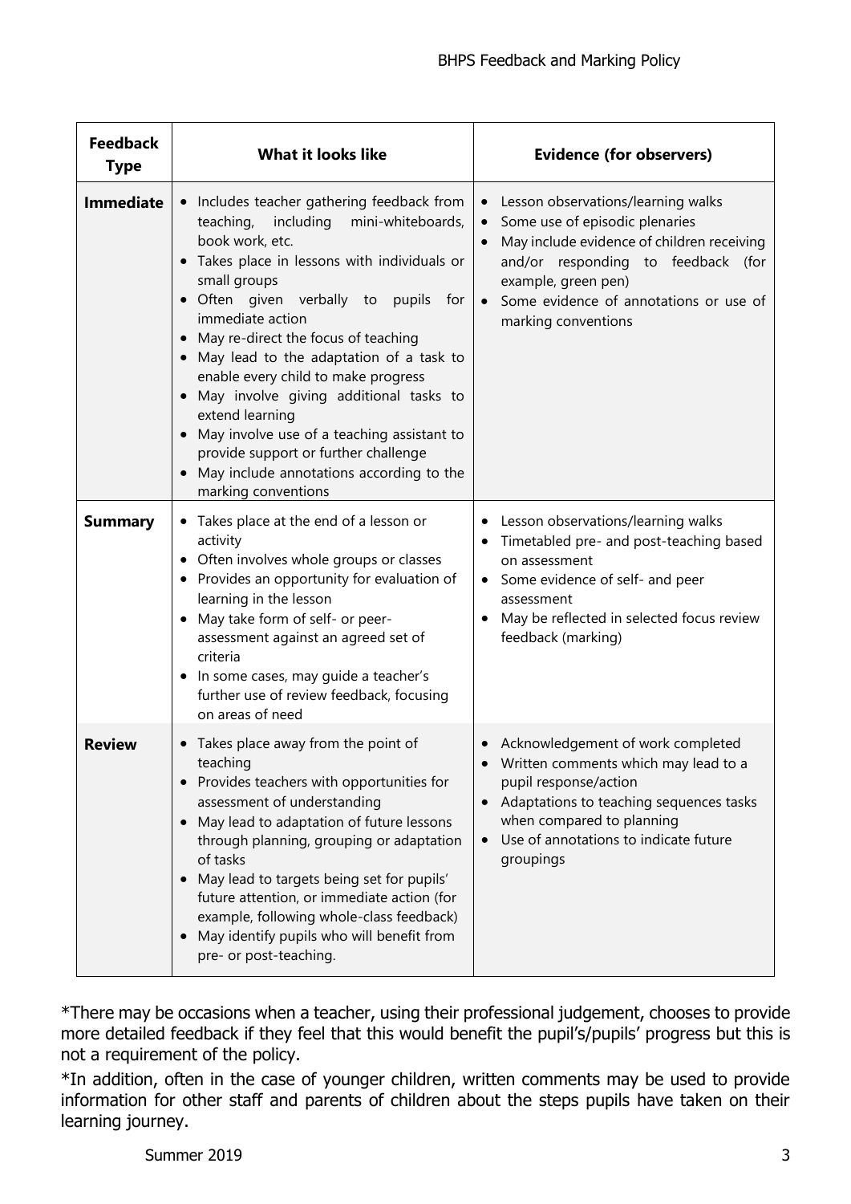| Feedback Type | What it looks like | Evidence (for observers) |
| --- | --- | --- |
| **Immediate** | • Includes teacher gathering feedback from teaching, including mini-whiteboards, book work, etc.<br>• Takes place in lessons with individuals or small groups<br>• Often given verbally to pupils for immediate action<br>• May re-direct the focus of teaching<br>• May lead to the adaptation of a task to enable every child to make progress<br>• May involve giving additional tasks to extend learning<br>• May involve use of a teaching assistant to provide support or further challenge<br>• May include annotations according to the marking conventions | • Lesson observations/learning walks<br>• Some use of episodic plenaries<br>• May include evidence of children receiving and/or responding to feedback (for example, green pen)<br>• Some evidence of annotations or use of marking conventions |
| **Summary** | • Takes place at the end of a lesson or activity<br>• Often involves whole groups or classes<br>• Provides an opportunity for evaluation of learning in the lesson<br>• May take form of self- or peer-assessment against an agreed set of criteria<br>• In some cases, may guide a teacher's further use of review feedback, focusing on areas of need | • Lesson observations/learning walks<br>• Timetabled pre- and post-teaching based on assessment<br>• Some evidence of self- and peer assessment<br>• May be reflected in selected focus review feedback (marking) |
| **Review** | • Takes place away from the point of teaching<br>• Provides teachers with opportunities for assessment of understanding<br>• May lead to adaptation of future lessons through planning, grouping or adaptation of tasks<br>• May lead to targets being set for pupils' future attention, or immediate action (for example, following whole-class feedback)<br>• May identify pupils who will benefit from pre- or post-teaching. | • Acknowledgement of work completed<br>• Written comments which may lead to a pupil response/action<br>• Adaptations to teaching sequences tasks when compared to planning<br>• Use of annotations to indicate future groupings |

*There may be occasions when a teacher, using their professional judgement, chooses to provide more detailed feedback if they feel that this would benefit the pupil's/pupils' progress but this is not a requirement of the policy.

*In addition, often in the case of younger children, written comments may be used to provide information for other staff and parents of children about the steps pupils have taken on their learning journey.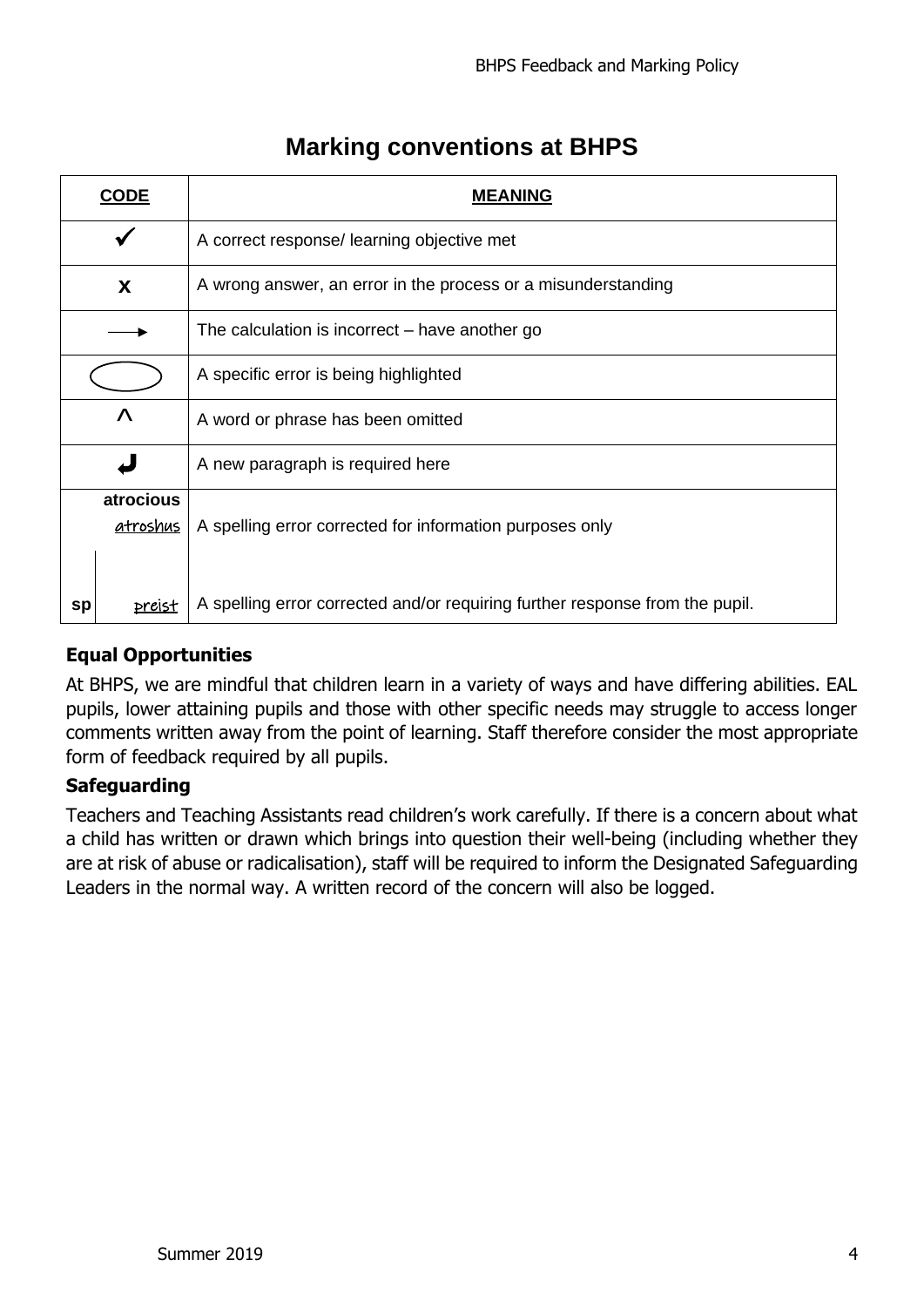# Marking conventions at BHPS

| CODE | MEANING |
|---|---|
| ✓ | A correct response/ learning objective met |
| x | A wrong answer, an error in the process or a misunderstanding |
| ⟶ | The calculation is incorrect – have another go |
| ⬭ | A specific error is being highlighted |
| ^ | A word or phrase has been omitted |
| ↵ | A new paragraph is required here |
| **atrocious** atroshus | A spelling error corrected for information purposes only |
| **sp** \| preist | A spelling error corrected and/or requiring further response from the pupil. |

### Equal Opportunities

At BHPS, we are mindful that children learn in a variety of ways and have differing abilities. EAL pupils, lower attaining pupils and those with other specific needs may struggle to access longer comments written away from the point of learning. Staff therefore consider the most appropriate form of feedback required by all pupils.

### Safeguarding

Teachers and Teaching Assistants read children's work carefully. If there is a concern about what a child has written or drawn which brings into question their well-being (including whether they are at risk of abuse or radicalisation), staff will be required to inform the Designated Safeguarding Leaders in the normal way. A written record of the concern will also be logged.